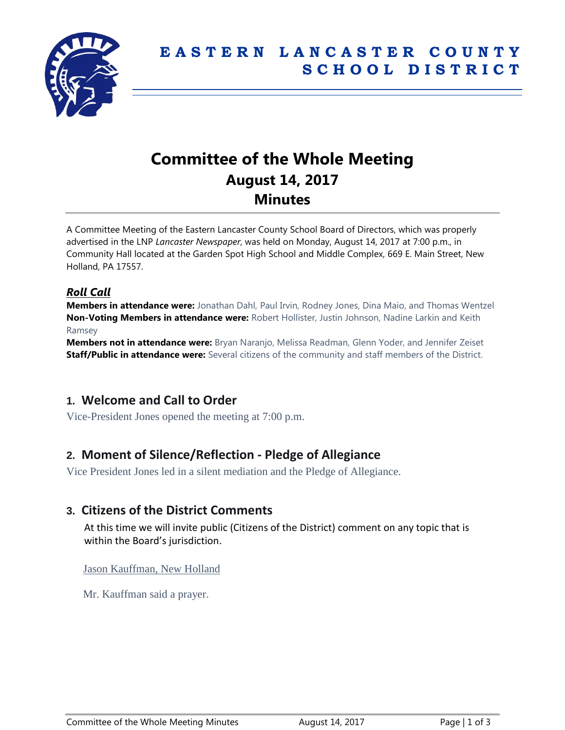# EASTERN LANCASTER COUNTY SCHOOL DISTRICT

# Committee of the Whole Meeting
## August 14, 2017
## Minutes

A Committee Meeting of the Eastern Lancaster County School Board of Directors, which was properly advertised in the LNP *Lancaster Newspaper*, was held on Monday, August 14, 2017 at 7:00 p.m., in Community Hall located at the Garden Spot High School and Middle Complex, 669 E. Main Street, New Holland, PA 17557.

### ***Roll Call***

**Members in attendance were:** Jonathan Dahl, Paul Irvin, Rodney Jones, Dina Maio, and Thomas Wentzel
**Non-Voting Members in attendance were:** Robert Hollister, Justin Johnson, Nadine Larkin and Keith Ramsey
**Members not in attendance were:** Bryan Naranjo, Melissa Readman, Glenn Yoder, and Jennifer Zeiset
**Staff/Public in attendance were:** Several citizens of the community and staff members of the District.

## 1. Welcome and Call to Order

Vice-President Jones opened the meeting at 7:00 p.m.

## 2. Moment of Silence/Reflection - Pledge of Allegiance

Vice President Jones led in a silent mediation and the Pledge of Allegiance.

## 3. Citizens of the District Comments

At this time we will invite public (Citizens of the District) comment on any topic that is within the Board's jurisdiction.

Jason Kauffman, New Holland

Mr. Kauffman said a prayer.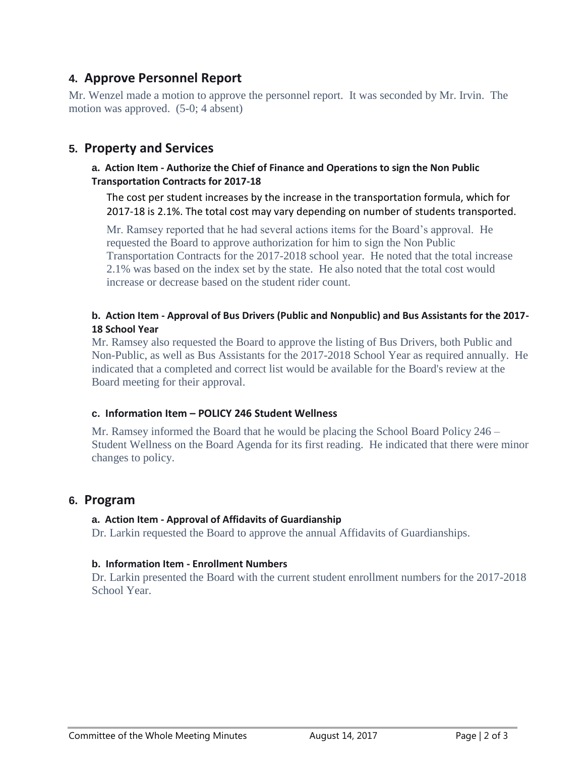## 4. Approve Personnel Report

Mr. Wenzel made a motion to approve the personnel report. It was seconded by Mr. Irvin. The motion was approved. (5-0; 4 absent)

## 5. Property and Services

### a. Action Item - Authorize the Chief of Finance and Operations to sign the Non Public Transportation Contracts for 2017-18

The cost per student increases by the increase in the transportation formula, which for 2017-18 is 2.1%. The total cost may vary depending on number of students transported.

Mr. Ramsey reported that he had several actions items for the Board's approval. He requested the Board to approve authorization for him to sign the Non Public Transportation Contracts for the 2017-2018 school year. He noted that the total increase 2.1% was based on the index set by the state. He also noted that the total cost would increase or decrease based on the student rider count.

### b. Action Item - Approval of Bus Drivers (Public and Nonpublic) and Bus Assistants for the 2017-18 School Year

Mr. Ramsey also requested the Board to approve the listing of Bus Drivers, both Public and Non-Public, as well as Bus Assistants for the 2017-2018 School Year as required annually. He indicated that a completed and correct list would be available for the Board's review at the Board meeting for their approval.

### c. Information Item – POLICY 246 Student Wellness

Mr. Ramsey informed the Board that he would be placing the School Board Policy 246 – Student Wellness on the Board Agenda for its first reading. He indicated that there were minor changes to policy.

## 6. Program

### a. Action Item - Approval of Affidavits of Guardianship

Dr. Larkin requested the Board to approve the annual Affidavits of Guardianships.

### b. Information Item - Enrollment Numbers

Dr. Larkin presented the Board with the current student enrollment numbers for the 2017-2018 School Year.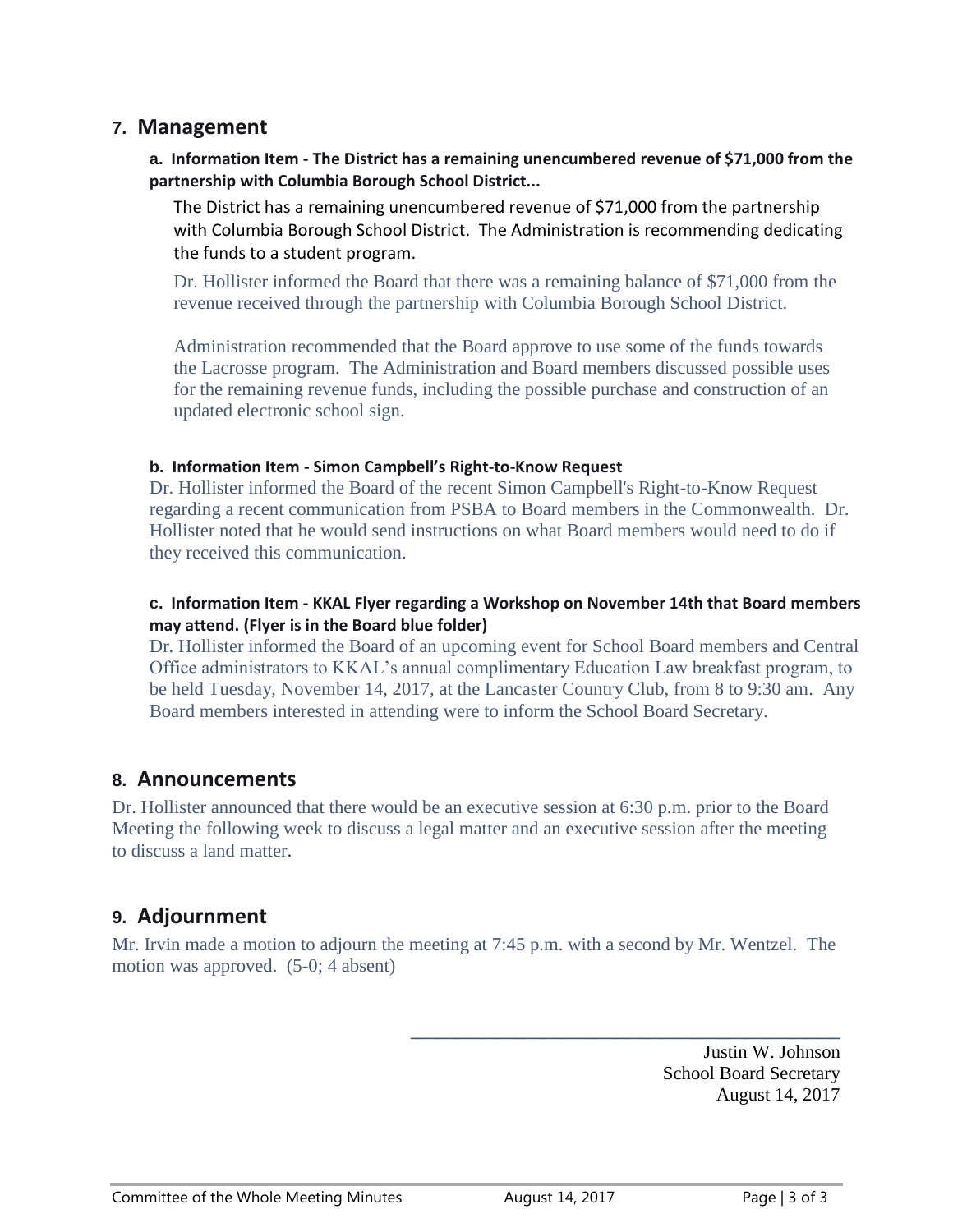## 7. Management

### a. Information Item - The District has a remaining unencumbered revenue of $71,000 from the partnership with Columbia Borough School District...

The District has a remaining unencumbered revenue of $71,000 from the partnership with Columbia Borough School District. The Administration is recommending dedicating the funds to a student program.

Dr. Hollister informed the Board that there was a remaining balance of $71,000 from the revenue received through the partnership with Columbia Borough School District.

Administration recommended that the Board approve to use some of the funds towards the Lacrosse program. The Administration and Board members discussed possible uses for the remaining revenue funds, including the possible purchase and construction of an updated electronic school sign.

### b. Information Item - Simon Campbell's Right-to-Know Request

Dr. Hollister informed the Board of the recent Simon Campbell's Right-to-Know Request regarding a recent communication from PSBA to Board members in the Commonwealth. Dr. Hollister noted that he would send instructions on what Board members would need to do if they received this communication.

### c. Information Item - KKAL Flyer regarding a Workshop on November 14th that Board members may attend. (Flyer is in the Board blue folder)

Dr. Hollister informed the Board of an upcoming event for School Board members and Central Office administrators to KKAL's annual complimentary Education Law breakfast program, to be held Tuesday, November 14, 2017, at the Lancaster Country Club, from 8 to 9:30 am. Any Board members interested in attending were to inform the School Board Secretary.

## 8. Announcements

Dr. Hollister announced that there would be an executive session at 6:30 p.m. prior to the Board Meeting the following week to discuss a legal matter and an executive session after the meeting to discuss a land matter.

## 9. Adjournment

Mr. Irvin made a motion to adjourn the meeting at 7:45 p.m. with a second by Mr. Wentzel. The motion was approved. (5-0; 4 absent)

\_\_\_\_\_\_\_\_\_\_\_\_\_\_\_\_\_\_\_\_\_\_\_\_\_\_\_\_\_\_\_\_\_\_\_\_\_\_\_\_

Justin W. Johnson
School Board Secretary
August 14, 2017